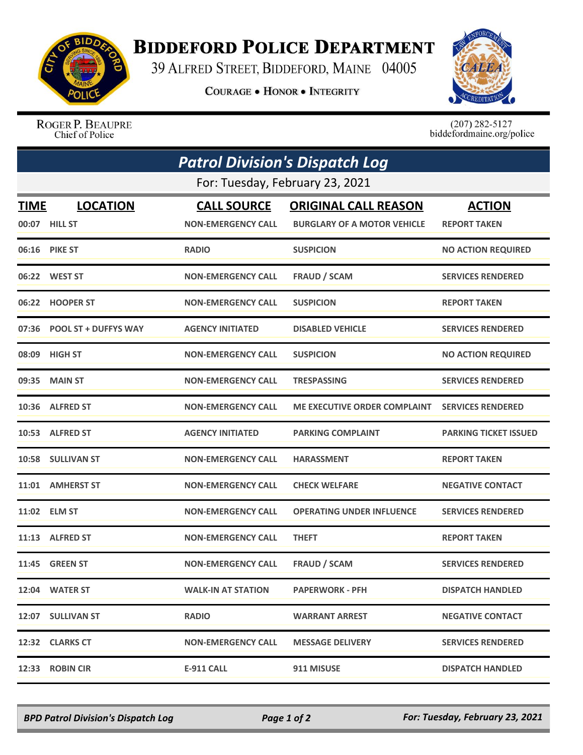# Biddeford Police Department

39 Alfred Street, Biddeford, Maine 04005

Courage • Honor • Integrity

Roger P. Beaupre
Chief of Police

(207) 282-5127
biddefordmaine.org/police

## Patrol Division's Dispatch Log

For: Tuesday, February 23, 2021

| TIME | LOCATION | CALL SOURCE | ORIGINAL CALL REASON | ACTION |
|---|---|---|---|---|
| 00:07 | HILL ST | NON-EMERGENCY CALL | BURGLARY OF A MOTOR VEHICLE | REPORT TAKEN |
| 06:16 | PIKE ST | RADIO | SUSPICION | NO ACTION REQUIRED |
| 06:22 | WEST ST | NON-EMERGENCY CALL | FRAUD / SCAM | SERVICES RENDERED |
| 06:22 | HOOPER ST | NON-EMERGENCY CALL | SUSPICION | REPORT TAKEN |
| 07:36 | POOL ST + DUFFYS WAY | AGENCY INITIATED | DISABLED VEHICLE | SERVICES RENDERED |
| 08:09 | HIGH ST | NON-EMERGENCY CALL | SUSPICION | NO ACTION REQUIRED |
| 09:35 | MAIN ST | NON-EMERGENCY CALL | TRESPASSING | SERVICES RENDERED |
| 10:36 | ALFRED ST | NON-EMERGENCY CALL | ME EXECUTIVE ORDER COMPLAINT | SERVICES RENDERED |
| 10:53 | ALFRED ST | AGENCY INITIATED | PARKING COMPLAINT | PARKING TICKET ISSUED |
| 10:58 | SULLIVAN ST | NON-EMERGENCY CALL | HARASSMENT | REPORT TAKEN |
| 11:01 | AMHERST ST | NON-EMERGENCY CALL | CHECK WELFARE | NEGATIVE CONTACT |
| 11:02 | ELM ST | NON-EMERGENCY CALL | OPERATING UNDER INFLUENCE | SERVICES RENDERED |
| 11:13 | ALFRED ST | NON-EMERGENCY CALL | THEFT | REPORT TAKEN |
| 11:45 | GREEN ST | NON-EMERGENCY CALL | FRAUD / SCAM | SERVICES RENDERED |
| 12:04 | WATER ST | WALK-IN AT STATION | PAPERWORK - PFH | DISPATCH HANDLED |
| 12:07 | SULLIVAN ST | RADIO | WARRANT ARREST | NEGATIVE CONTACT |
| 12:32 | CLARKS CT | NON-EMERGENCY CALL | MESSAGE DELIVERY | SERVICES RENDERED |
| 12:33 | ROBIN CIR | E-911 CALL | 911 MISUSE | DISPATCH HANDLED |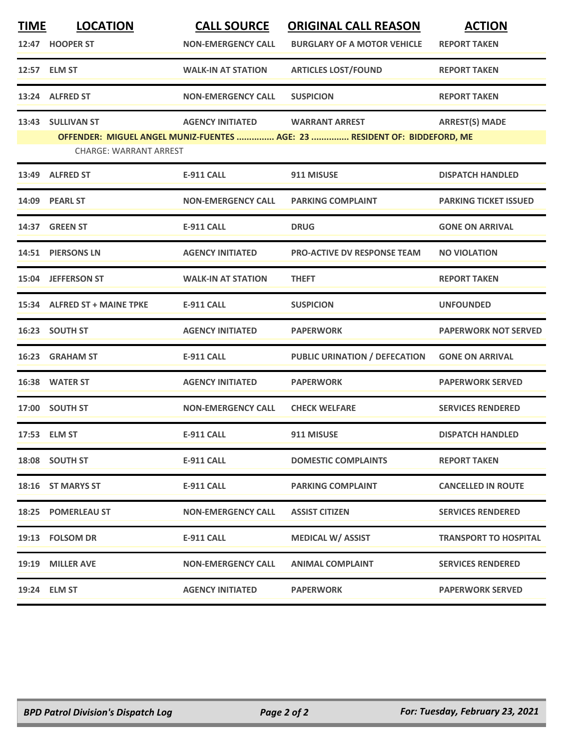| TIME | LOCATION | CALL SOURCE | ORIGINAL CALL REASON | ACTION |
|---|---|---|---|---|
| 12:47 | HOOPER ST | NON-EMERGENCY CALL | BURGLARY OF A MOTOR VEHICLE | REPORT TAKEN |
| 12:57 | ELM ST | WALK-IN AT STATION | ARTICLES LOST/FOUND | REPORT TAKEN |
| 13:24 | ALFRED ST | NON-EMERGENCY CALL | SUSPICION | REPORT TAKEN |
| 13:43 | SULLIVAN ST | AGENCY INITIATED | WARRANT ARREST | ARREST(S) MADE |
| | OFFENDER: MIGUEL ANGEL MUNIZ-FUENTES ............... AGE: 23 ............... RESIDENT OF: BIDDEFORD, ME | | | |
| | CHARGE: WARRANT ARREST | | | |
| 13:49 | ALFRED ST | E-911 CALL | 911 MISUSE | DISPATCH HANDLED |
| 14:09 | PEARL ST | NON-EMERGENCY CALL | PARKING COMPLAINT | PARKING TICKET ISSUED |
| 14:37 | GREEN ST | E-911 CALL | DRUG | GONE ON ARRIVAL |
| 14:51 | PIERSONS LN | AGENCY INITIATED | PRO-ACTIVE DV RESPONSE TEAM | NO VIOLATION |
| 15:04 | JEFFERSON ST | WALK-IN AT STATION | THEFT | REPORT TAKEN |
| 15:34 | ALFRED ST + MAINE TPKE | E-911 CALL | SUSPICION | UNFOUNDED |
| 16:23 | SOUTH ST | AGENCY INITIATED | PAPERWORK | PAPERWORK NOT SERVED |
| 16:23 | GRAHAM ST | E-911 CALL | PUBLIC URINATION / DEFECATION | GONE ON ARRIVAL |
| 16:38 | WATER ST | AGENCY INITIATED | PAPERWORK | PAPERWORK SERVED |
| 17:00 | SOUTH ST | NON-EMERGENCY CALL | CHECK WELFARE | SERVICES RENDERED |
| 17:53 | ELM ST | E-911 CALL | 911 MISUSE | DISPATCH HANDLED |
| 18:08 | SOUTH ST | E-911 CALL | DOMESTIC COMPLAINTS | REPORT TAKEN |
| 18:16 | ST MARYS ST | E-911 CALL | PARKING COMPLAINT | CANCELLED IN ROUTE |
| 18:25 | POMERLEAU ST | NON-EMERGENCY CALL | ASSIST CITIZEN | SERVICES RENDERED |
| 19:13 | FOLSOM DR | E-911 CALL | MEDICAL W/ ASSIST | TRANSPORT TO HOSPITAL |
| 19:19 | MILLER AVE | NON-EMERGENCY CALL | ANIMAL COMPLAINT | SERVICES RENDERED |
| 19:24 | ELM ST | AGENCY INITIATED | PAPERWORK | PAPERWORK SERVED |

*BPD Patrol Division's Dispatch Log* — *For: Tuesday, February 23, 2021*